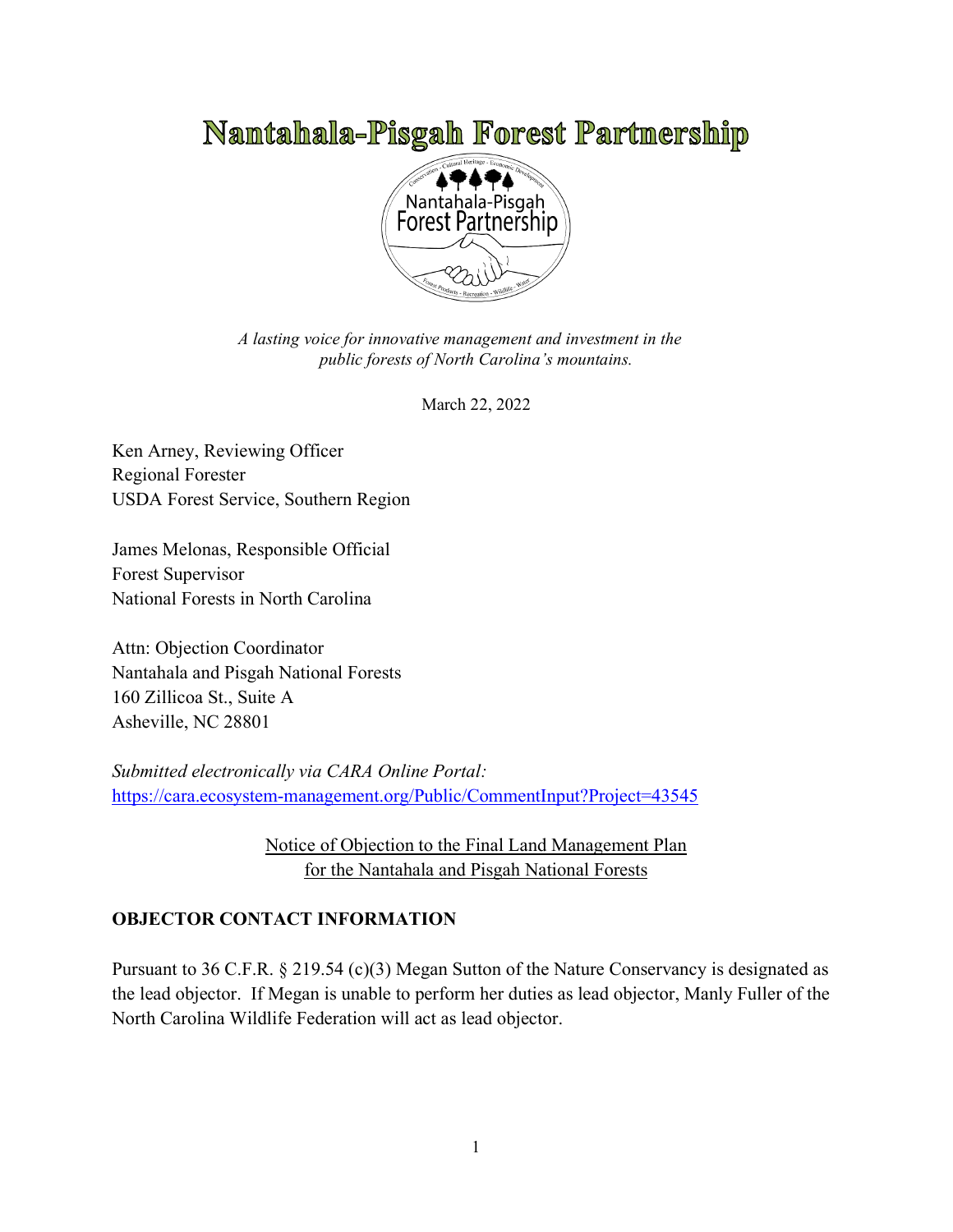# Nantahala-Pisgah Forest Partnership

*A lasting voice for innovative management and investment in the public forests of North Carolina's mountains.*

March 22, 2022

Ken Arney, Reviewing Officer
Regional Forester
USDA Forest Service, Southern Region

James Melonas, Responsible Official
Forest Supervisor
National Forests in North Carolina

Attn: Objection Coordinator
Nantahala and Pisgah National Forests
160 Zillicoa St., Suite A
Asheville, NC 28801

*Submitted electronically via CARA Online Portal:*
https://cara.ecosystem-management.org/Public/CommentInput?Project=43545

Notice of Objection to the Final Land Management Plan for the Nantahala and Pisgah National Forests

## OBJECTOR CONTACT INFORMATION

Pursuant to 36 C.F.R. § 219.54 (c)(3) Megan Sutton of the Nature Conservancy is designated as the lead objector. If Megan is unable to perform her duties as lead objector, Manly Fuller of the North Carolina Wildlife Federation will act as lead objector.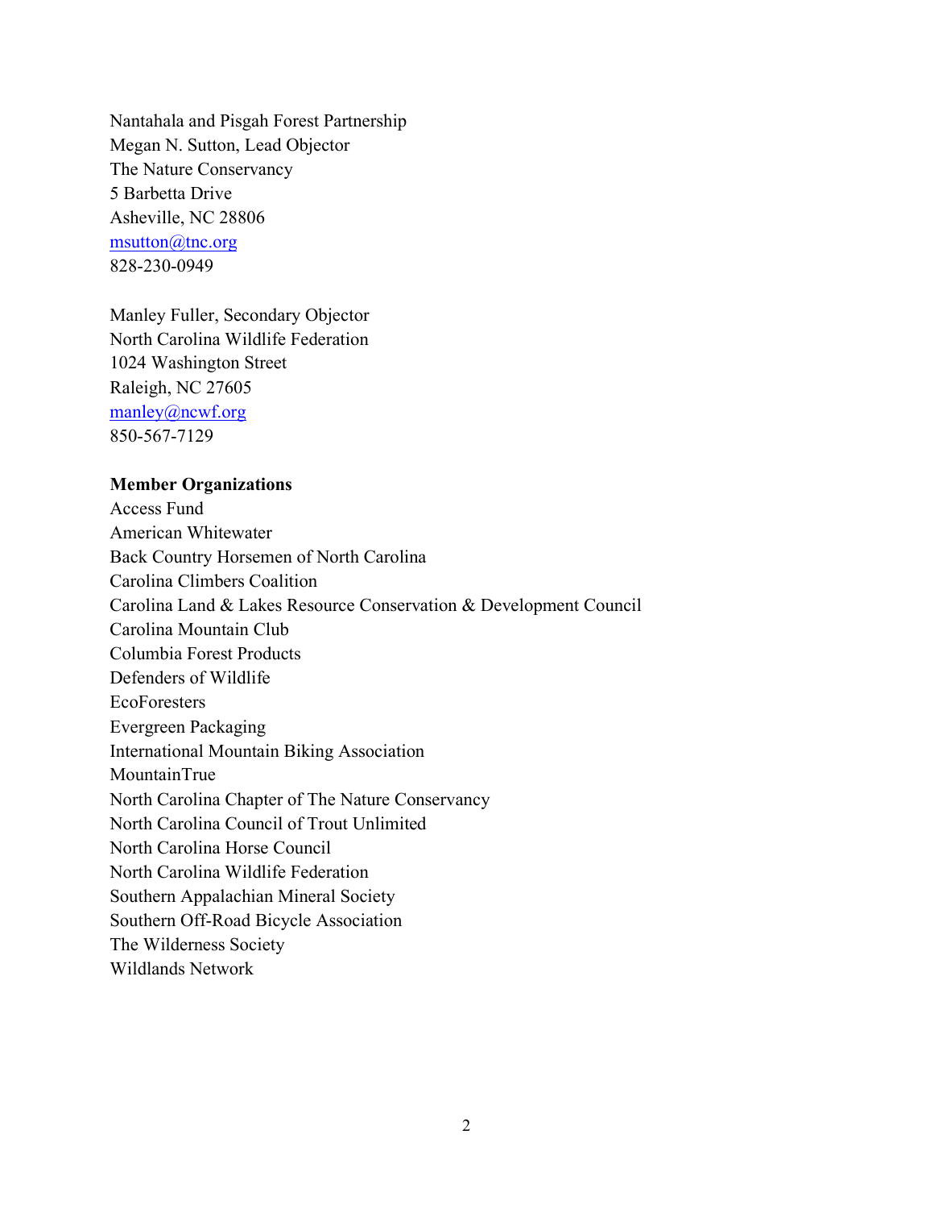Nantahala and Pisgah Forest Partnership
Megan N. Sutton, Lead Objector
The Nature Conservancy
5 Barbetta Drive
Asheville, NC 28806
msutton@tnc.org
828-230-0949

Manley Fuller, Secondary Objector
North Carolina Wildlife Federation
1024 Washington Street
Raleigh, NC 27605
manley@ncwf.org
850-567-7129

**Member Organizations**

Access Fund
American Whitewater
Back Country Horsemen of North Carolina
Carolina Climbers Coalition
Carolina Land & Lakes Resource Conservation & Development Council
Carolina Mountain Club
Columbia Forest Products
Defenders of Wildlife
EcoForesters
Evergreen Packaging
International Mountain Biking Association
MountainTrue
North Carolina Chapter of The Nature Conservancy
North Carolina Council of Trout Unlimited
North Carolina Horse Council
North Carolina Wildlife Federation
Southern Appalachian Mineral Society
Southern Off-Road Bicycle Association
The Wilderness Society
Wildlands Network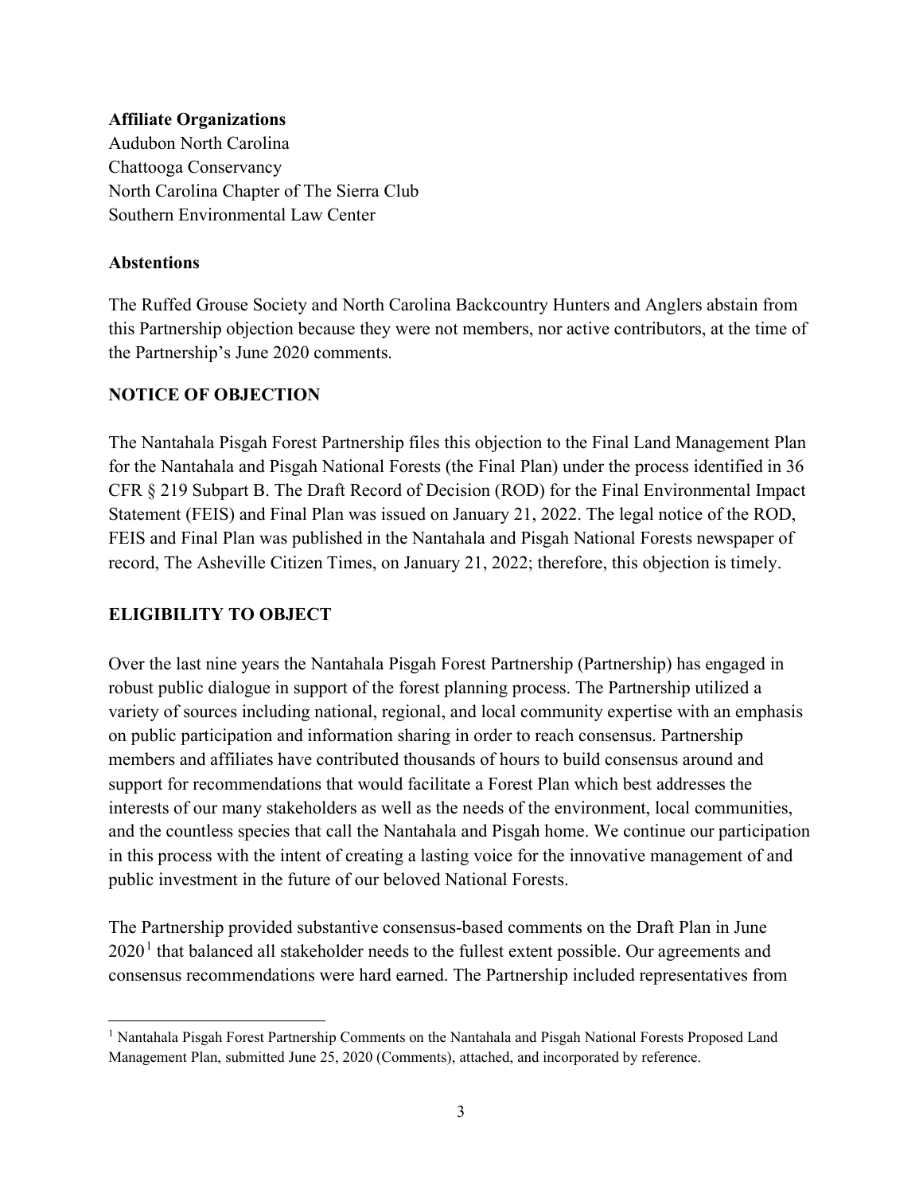**Affiliate Organizations**
Audubon North Carolina
Chattooga Conservancy
North Carolina Chapter of The Sierra Club
Southern Environmental Law Center

**Abstentions**

The Ruffed Grouse Society and North Carolina Backcountry Hunters and Anglers abstain from this Partnership objection because they were not members, nor active contributors, at the time of the Partnership's June 2020 comments.

## NOTICE OF OBJECTION

The Nantahala Pisgah Forest Partnership files this objection to the Final Land Management Plan for the Nantahala and Pisgah National Forests (the Final Plan) under the process identified in 36 CFR § 219 Subpart B. The Draft Record of Decision (ROD) for the Final Environmental Impact Statement (FEIS) and Final Plan was issued on January 21, 2022. The legal notice of the ROD, FEIS and Final Plan was published in the Nantahala and Pisgah National Forests newspaper of record, The Asheville Citizen Times, on January 21, 2022; therefore, this objection is timely.

## ELIGIBILITY TO OBJECT

Over the last nine years the Nantahala Pisgah Forest Partnership (Partnership) has engaged in robust public dialogue in support of the forest planning process. The Partnership utilized a variety of sources including national, regional, and local community expertise with an emphasis on public participation and information sharing in order to reach consensus. Partnership members and affiliates have contributed thousands of hours to build consensus around and support for recommendations that would facilitate a Forest Plan which best addresses the interests of our many stakeholders as well as the needs of the environment, local communities, and the countless species that call the Nantahala and Pisgah home. We continue our participation in this process with the intent of creating a lasting voice for the innovative management of and public investment in the future of our beloved National Forests.

The Partnership provided substantive consensus-based comments on the Draft Plan in June 2020[1] that balanced all stakeholder needs to the fullest extent possible. Our agreements and consensus recommendations were hard earned. The Partnership included representatives from

[1] Nantahala Pisgah Forest Partnership Comments on the Nantahala and Pisgah National Forests Proposed Land Management Plan, submitted June 25, 2020 (Comments), attached, and incorporated by reference.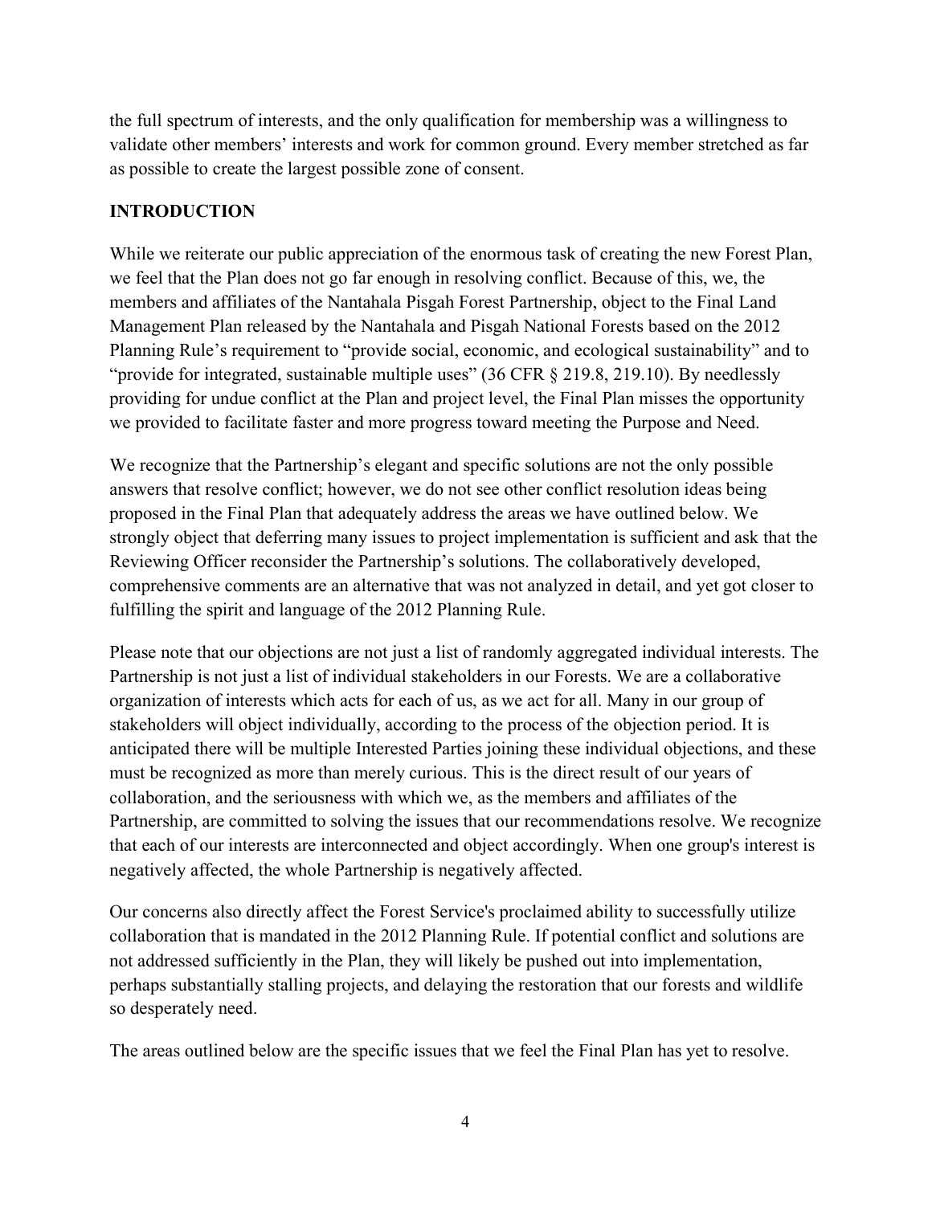the full spectrum of interests, and the only qualification for membership was a willingness to validate other members' interests and work for common ground. Every member stretched as far as possible to create the largest possible zone of consent.

## INTRODUCTION

While we reiterate our public appreciation of the enormous task of creating the new Forest Plan, we feel that the Plan does not go far enough in resolving conflict. Because of this, we, the members and affiliates of the Nantahala Pisgah Forest Partnership, object to the Final Land Management Plan released by the Nantahala and Pisgah National Forests based on the 2012 Planning Rule's requirement to "provide social, economic, and ecological sustainability" and to "provide for integrated, sustainable multiple uses" (36 CFR § 219.8, 219.10). By needlessly providing for undue conflict at the Plan and project level, the Final Plan misses the opportunity we provided to facilitate faster and more progress toward meeting the Purpose and Need.

We recognize that the Partnership's elegant and specific solutions are not the only possible answers that resolve conflict; however, we do not see other conflict resolution ideas being proposed in the Final Plan that adequately address the areas we have outlined below. We strongly object that deferring many issues to project implementation is sufficient and ask that the Reviewing Officer reconsider the Partnership's solutions. The collaboratively developed, comprehensive comments are an alternative that was not analyzed in detail, and yet got closer to fulfilling the spirit and language of the 2012 Planning Rule.

Please note that our objections are not just a list of randomly aggregated individual interests. The Partnership is not just a list of individual stakeholders in our Forests. We are a collaborative organization of interests which acts for each of us, as we act for all. Many in our group of stakeholders will object individually, according to the process of the objection period. It is anticipated there will be multiple Interested Parties joining these individual objections, and these must be recognized as more than merely curious. This is the direct result of our years of collaboration, and the seriousness with which we, as the members and affiliates of the Partnership, are committed to solving the issues that our recommendations resolve. We recognize that each of our interests are interconnected and object accordingly. When one group's interest is negatively affected, the whole Partnership is negatively affected.

Our concerns also directly affect the Forest Service's proclaimed ability to successfully utilize collaboration that is mandated in the 2012 Planning Rule. If potential conflict and solutions are not addressed sufficiently in the Plan, they will likely be pushed out into implementation, perhaps substantially stalling projects, and delaying the restoration that our forests and wildlife so desperately need.

The areas outlined below are the specific issues that we feel the Final Plan has yet to resolve.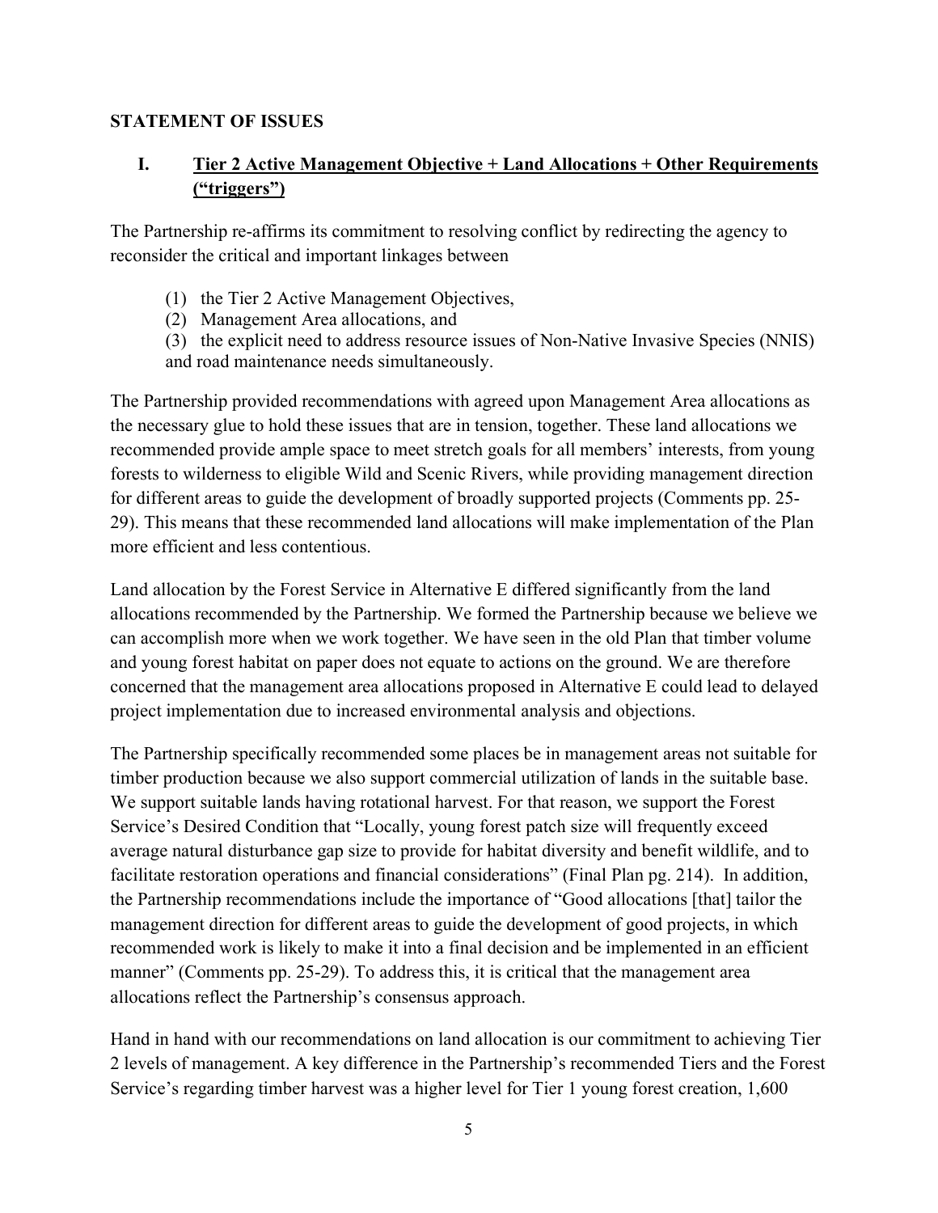## STATEMENT OF ISSUES

### I. Tier 2 Active Management Objective + Land Allocations + Other Requirements ("triggers")

The Partnership re-affirms its commitment to resolving conflict by redirecting the agency to reconsider the critical and important linkages between

(1) the Tier 2 Active Management Objectives,
(2) Management Area allocations, and
(3) the explicit need to address resource issues of Non-Native Invasive Species (NNIS) and road maintenance needs simultaneously.

The Partnership provided recommendations with agreed upon Management Area allocations as the necessary glue to hold these issues that are in tension, together. These land allocations we recommended provide ample space to meet stretch goals for all members' interests, from young forests to wilderness to eligible Wild and Scenic Rivers, while providing management direction for different areas to guide the development of broadly supported projects (Comments pp. 25-29). This means that these recommended land allocations will make implementation of the Plan more efficient and less contentious.

Land allocation by the Forest Service in Alternative E differed significantly from the land allocations recommended by the Partnership. We formed the Partnership because we believe we can accomplish more when we work together. We have seen in the old Plan that timber volume and young forest habitat on paper does not equate to actions on the ground. We are therefore concerned that the management area allocations proposed in Alternative E could lead to delayed project implementation due to increased environmental analysis and objections.

The Partnership specifically recommended some places be in management areas not suitable for timber production because we also support commercial utilization of lands in the suitable base. We support suitable lands having rotational harvest. For that reason, we support the Forest Service's Desired Condition that "Locally, young forest patch size will frequently exceed average natural disturbance gap size to provide for habitat diversity and benefit wildlife, and to facilitate restoration operations and financial considerations" (Final Plan pg. 214). In addition, the Partnership recommendations include the importance of "Good allocations [that] tailor the management direction for different areas to guide the development of good projects, in which recommended work is likely to make it into a final decision and be implemented in an efficient manner" (Comments pp. 25-29). To address this, it is critical that the management area allocations reflect the Partnership's consensus approach.

Hand in hand with our recommendations on land allocation is our commitment to achieving Tier 2 levels of management. A key difference in the Partnership's recommended Tiers and the Forest Service's regarding timber harvest was a higher level for Tier 1 young forest creation, 1,600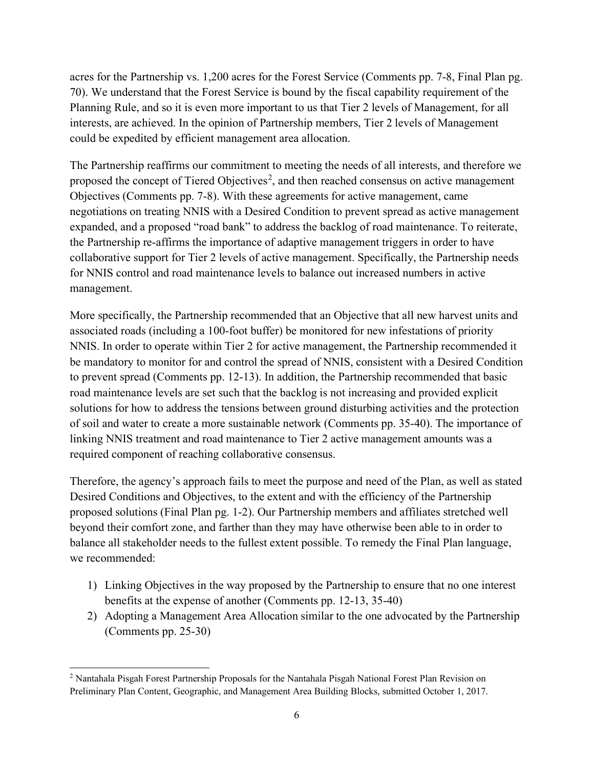acres for the Partnership vs. 1,200 acres for the Forest Service (Comments pp. 7-8, Final Plan pg. 70). We understand that the Forest Service is bound by the fiscal capability requirement of the Planning Rule, and so it is even more important to us that Tier 2 levels of Management, for all interests, are achieved. In the opinion of Partnership members, Tier 2 levels of Management could be expedited by efficient management area allocation.

The Partnership reaffirms our commitment to meeting the needs of all interests, and therefore we proposed the concept of Tiered Objectives[2], and then reached consensus on active management Objectives (Comments pp. 7-8). With these agreements for active management, came negotiations on treating NNIS with a Desired Condition to prevent spread as active management expanded, and a proposed "road bank" to address the backlog of road maintenance. To reiterate, the Partnership re-affirms the importance of adaptive management triggers in order to have collaborative support for Tier 2 levels of active management. Specifically, the Partnership needs for NNIS control and road maintenance levels to balance out increased numbers in active management.

More specifically, the Partnership recommended that an Objective that all new harvest units and associated roads (including a 100-foot buffer) be monitored for new infestations of priority NNIS. In order to operate within Tier 2 for active management, the Partnership recommended it be mandatory to monitor for and control the spread of NNIS, consistent with a Desired Condition to prevent spread (Comments pp. 12-13). In addition, the Partnership recommended that basic road maintenance levels are set such that the backlog is not increasing and provided explicit solutions for how to address the tensions between ground disturbing activities and the protection of soil and water to create a more sustainable network (Comments pp. 35-40). The importance of linking NNIS treatment and road maintenance to Tier 2 active management amounts was a required component of reaching collaborative consensus.

Therefore, the agency's approach fails to meet the purpose and need of the Plan, as well as stated Desired Conditions and Objectives, to the extent and with the efficiency of the Partnership proposed solutions (Final Plan pg. 1-2). Our Partnership members and affiliates stretched well beyond their comfort zone, and farther than they may have otherwise been able to in order to balance all stakeholder needs to the fullest extent possible. To remedy the Final Plan language, we recommended:

1) Linking Objectives in the way proposed by the Partnership to ensure that no one interest benefits at the expense of another (Comments pp. 12-13, 35-40)
2) Adopting a Management Area Allocation similar to the one advocated by the Partnership (Comments pp. 25-30)

[2] Nantahala Pisgah Forest Partnership Proposals for the Nantahala Pisgah National Forest Plan Revision on Preliminary Plan Content, Geographic, and Management Area Building Blocks, submitted October 1, 2017.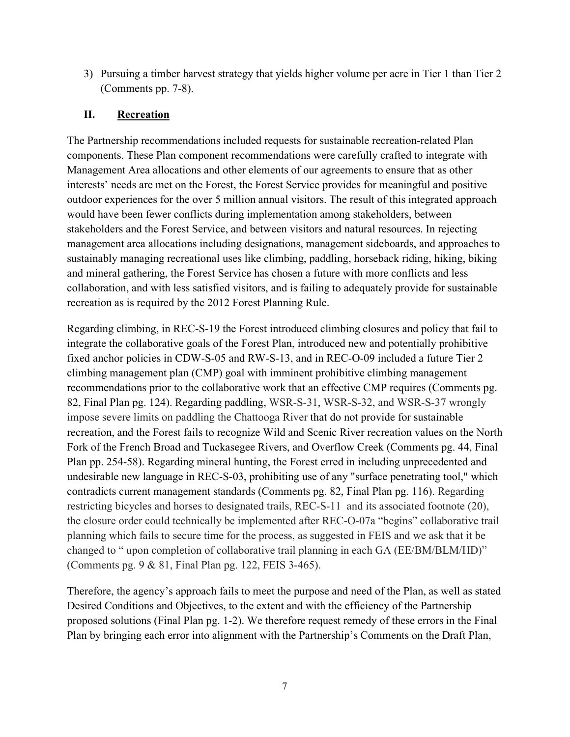3) Pursuing a timber harvest strategy that yields higher volume per acre in Tier 1 than Tier 2 (Comments pp. 7-8).

## II. <u>Recreation</u>

The Partnership recommendations included requests for sustainable recreation-related Plan components. These Plan component recommendations were carefully crafted to integrate with Management Area allocations and other elements of our agreements to ensure that as other interests' needs are met on the Forest, the Forest Service provides for meaningful and positive outdoor experiences for the over 5 million annual visitors. The result of this integrated approach would have been fewer conflicts during implementation among stakeholders, between stakeholders and the Forest Service, and between visitors and natural resources. In rejecting management area allocations including designations, management sideboards, and approaches to sustainably managing recreational uses like climbing, paddling, horseback riding, hiking, biking and mineral gathering, the Forest Service has chosen a future with more conflicts and less collaboration, and with less satisfied visitors, and is failing to adequately provide for sustainable recreation as is required by the 2012 Forest Planning Rule.

Regarding climbing, in REC-S-19 the Forest introduced climbing closures and policy that fail to integrate the collaborative goals of the Forest Plan, introduced new and potentially prohibitive fixed anchor policies in CDW-S-05 and RW-S-13, and in REC-O-09 included a future Tier 2 climbing management plan (CMP) goal with imminent prohibitive climbing management recommendations prior to the collaborative work that an effective CMP requires (Comments pg. 82, Final Plan pg. 124). Regarding paddling, WSR-S-31, WSR-S-32, and WSR-S-37 wrongly impose severe limits on paddling the Chattooga River that do not provide for sustainable recreation, and the Forest fails to recognize Wild and Scenic River recreation values on the North Fork of the French Broad and Tuckasegee Rivers, and Overflow Creek (Comments pg. 44, Final Plan pp. 254-58). Regarding mineral hunting, the Forest erred in including unprecedented and undesirable new language in REC-S-03, prohibiting use of any "surface penetrating tool," which contradicts current management standards (Comments pg. 82, Final Plan pg. 116). Regarding restricting bicycles and horses to designated trails, REC-S-11 and its associated footnote (20), the closure order could technically be implemented after REC-O-07a "begins" collaborative trail planning which fails to secure time for the process, as suggested in FEIS and we ask that it be changed to " upon completion of collaborative trail planning in each GA (EE/BM/BLM/HD)" (Comments pg. 9 & 81, Final Plan pg. 122, FEIS 3-465).

Therefore, the agency's approach fails to meet the purpose and need of the Plan, as well as stated Desired Conditions and Objectives, to the extent and with the efficiency of the Partnership proposed solutions (Final Plan pg. 1-2). We therefore request remedy of these errors in the Final Plan by bringing each error into alignment with the Partnership's Comments on the Draft Plan,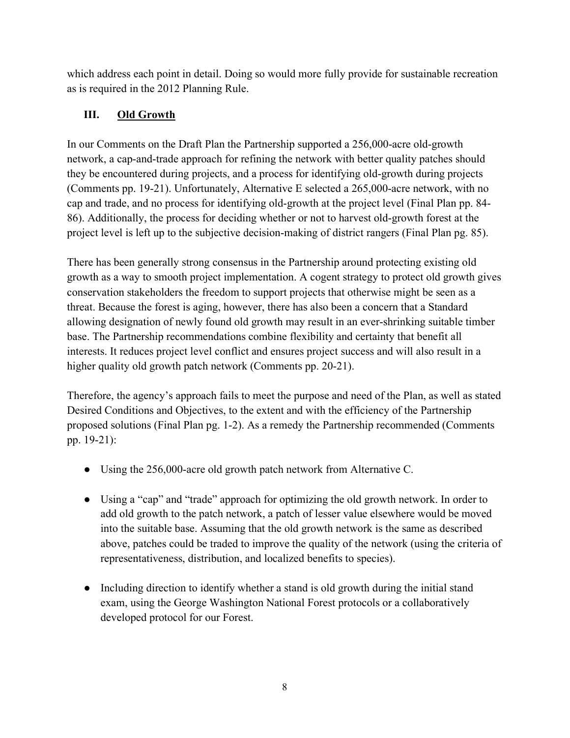which address each point in detail. Doing so would more fully provide for sustainable recreation as is required in the 2012 Planning Rule.

## III. Old Growth

In our Comments on the Draft Plan the Partnership supported a 256,000-acre old-growth network, a cap-and-trade approach for refining the network with better quality patches should they be encountered during projects, and a process for identifying old-growth during projects (Comments pp. 19-21). Unfortunately, Alternative E selected a 265,000-acre network, with no cap and trade, and no process for identifying old-growth at the project level (Final Plan pp. 84-86). Additionally, the process for deciding whether or not to harvest old-growth forest at the project level is left up to the subjective decision-making of district rangers (Final Plan pg. 85).

There has been generally strong consensus in the Partnership around protecting existing old growth as a way to smooth project implementation. A cogent strategy to protect old growth gives conservation stakeholders the freedom to support projects that otherwise might be seen as a threat. Because the forest is aging, however, there has also been a concern that a Standard allowing designation of newly found old growth may result in an ever-shrinking suitable timber base. The Partnership recommendations combine flexibility and certainty that benefit all interests. It reduces project level conflict and ensures project success and will also result in a higher quality old growth patch network (Comments pp. 20-21).

Therefore, the agency's approach fails to meet the purpose and need of the Plan, as well as stated Desired Conditions and Objectives, to the extent and with the efficiency of the Partnership proposed solutions (Final Plan pg. 1-2). As a remedy the Partnership recommended (Comments pp. 19-21):

- Using the 256,000-acre old growth patch network from Alternative C.
- Using a "cap" and "trade" approach for optimizing the old growth network. In order to add old growth to the patch network, a patch of lesser value elsewhere would be moved into the suitable base. Assuming that the old growth network is the same as described above, patches could be traded to improve the quality of the network (using the criteria of representativeness, distribution, and localized benefits to species).
- Including direction to identify whether a stand is old growth during the initial stand exam, using the George Washington National Forest protocols or a collaboratively developed protocol for our Forest.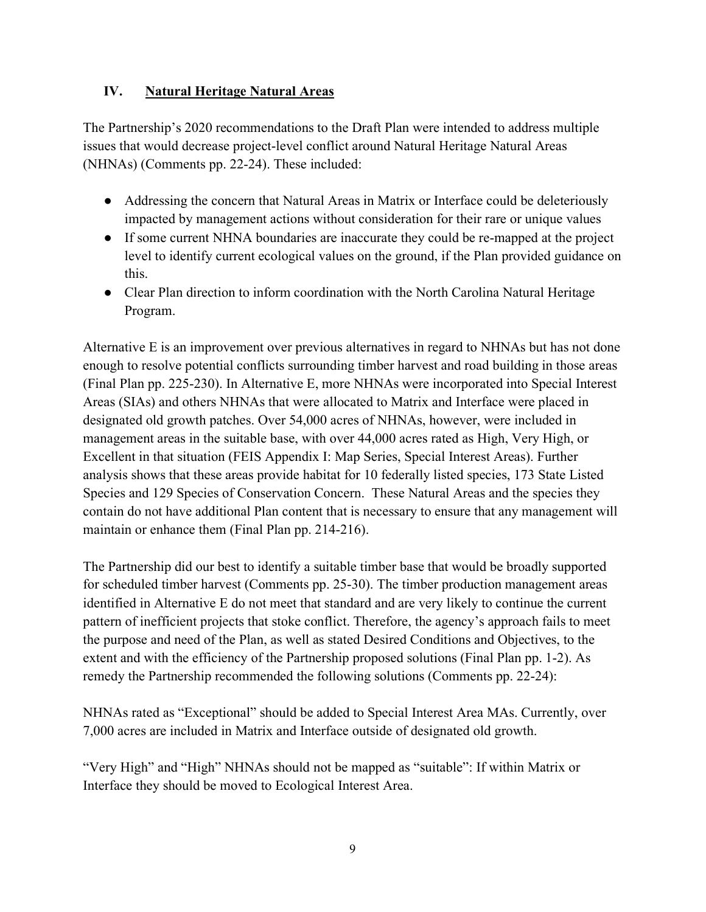## IV. Natural Heritage Natural Areas

The Partnership's 2020 recommendations to the Draft Plan were intended to address multiple issues that would decrease project-level conflict around Natural Heritage Natural Areas (NHNAs) (Comments pp. 22-24). These included:

- Addressing the concern that Natural Areas in Matrix or Interface could be deleteriously impacted by management actions without consideration for their rare or unique values
- If some current NHNA boundaries are inaccurate they could be re-mapped at the project level to identify current ecological values on the ground, if the Plan provided guidance on this.
- Clear Plan direction to inform coordination with the North Carolina Natural Heritage Program.

Alternative E is an improvement over previous alternatives in regard to NHNAs but has not done enough to resolve potential conflicts surrounding timber harvest and road building in those areas (Final Plan pp. 225-230). In Alternative E, more NHNAs were incorporated into Special Interest Areas (SIAs) and others NHNAs that were allocated to Matrix and Interface were placed in designated old growth patches. Over 54,000 acres of NHNAs, however, were included in management areas in the suitable base, with over 44,000 acres rated as High, Very High, or Excellent in that situation (FEIS Appendix I: Map Series, Special Interest Areas). Further analysis shows that these areas provide habitat for 10 federally listed species, 173 State Listed Species and 129 Species of Conservation Concern. These Natural Areas and the species they contain do not have additional Plan content that is necessary to ensure that any management will maintain or enhance them (Final Plan pp. 214-216).

The Partnership did our best to identify a suitable timber base that would be broadly supported for scheduled timber harvest (Comments pp. 25-30). The timber production management areas identified in Alternative E do not meet that standard and are very likely to continue the current pattern of inefficient projects that stoke conflict. Therefore, the agency's approach fails to meet the purpose and need of the Plan, as well as stated Desired Conditions and Objectives, to the extent and with the efficiency of the Partnership proposed solutions (Final Plan pp. 1-2). As remedy the Partnership recommended the following solutions (Comments pp. 22-24):

NHNAs rated as "Exceptional" should be added to Special Interest Area MAs. Currently, over 7,000 acres are included in Matrix and Interface outside of designated old growth.

"Very High" and "High" NHNAs should not be mapped as "suitable": If within Matrix or Interface they should be moved to Ecological Interest Area.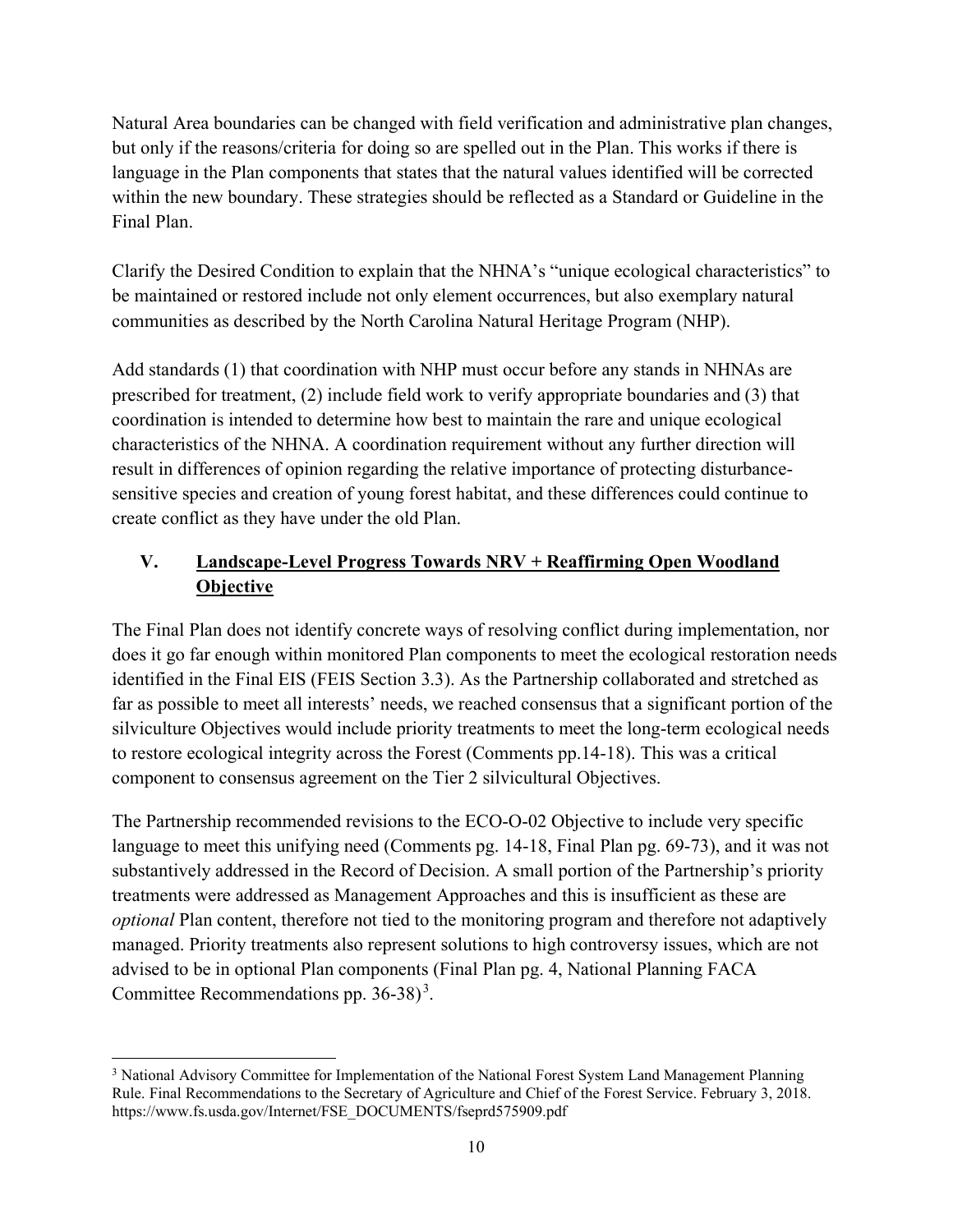Natural Area boundaries can be changed with field verification and administrative plan changes, but only if the reasons/criteria for doing so are spelled out in the Plan. This works if there is language in the Plan components that states that the natural values identified will be corrected within the new boundary. These strategies should be reflected as a Standard or Guideline in the Final Plan.

Clarify the Desired Condition to explain that the NHNA's "unique ecological characteristics" to be maintained or restored include not only element occurrences, but also exemplary natural communities as described by the North Carolina Natural Heritage Program (NHP).

Add standards (1) that coordination with NHP must occur before any stands in NHNAs are prescribed for treatment, (2) include field work to verify appropriate boundaries and (3) that coordination is intended to determine how best to maintain the rare and unique ecological characteristics of the NHNA. A coordination requirement without any further direction will result in differences of opinion regarding the relative importance of protecting disturbance-sensitive species and creation of young forest habitat, and these differences could continue to create conflict as they have under the old Plan.

## V. <u>Landscape-Level Progress Towards NRV + Reaffirming Open Woodland Objective</u>

The Final Plan does not identify concrete ways of resolving conflict during implementation, nor does it go far enough within monitored Plan components to meet the ecological restoration needs identified in the Final EIS (FEIS Section 3.3). As the Partnership collaborated and stretched as far as possible to meet all interests' needs, we reached consensus that a significant portion of the silviculture Objectives would include priority treatments to meet the long-term ecological needs to restore ecological integrity across the Forest (Comments pp.14-18). This was a critical component to consensus agreement on the Tier 2 silvicultural Objectives.

The Partnership recommended revisions to the ECO-O-02 Objective to include very specific language to meet this unifying need (Comments pg. 14-18, Final Plan pg. 69-73), and it was not substantively addressed in the Record of Decision. A small portion of the Partnership's priority treatments were addressed as Management Approaches and this is insufficient as these are *optional* Plan content, therefore not tied to the monitoring program and therefore not adaptively managed. Priority treatments also represent solutions to high controversy issues, which are not advised to be in optional Plan components (Final Plan pg. 4, National Planning FACA Committee Recommendations pp. 36-38)[3].

[3] National Advisory Committee for Implementation of the National Forest System Land Management Planning Rule. Final Recommendations to the Secretary of Agriculture and Chief of the Forest Service. February 3, 2018. https://www.fs.usda.gov/Internet/FSE_DOCUMENTS/fseprd575909.pdf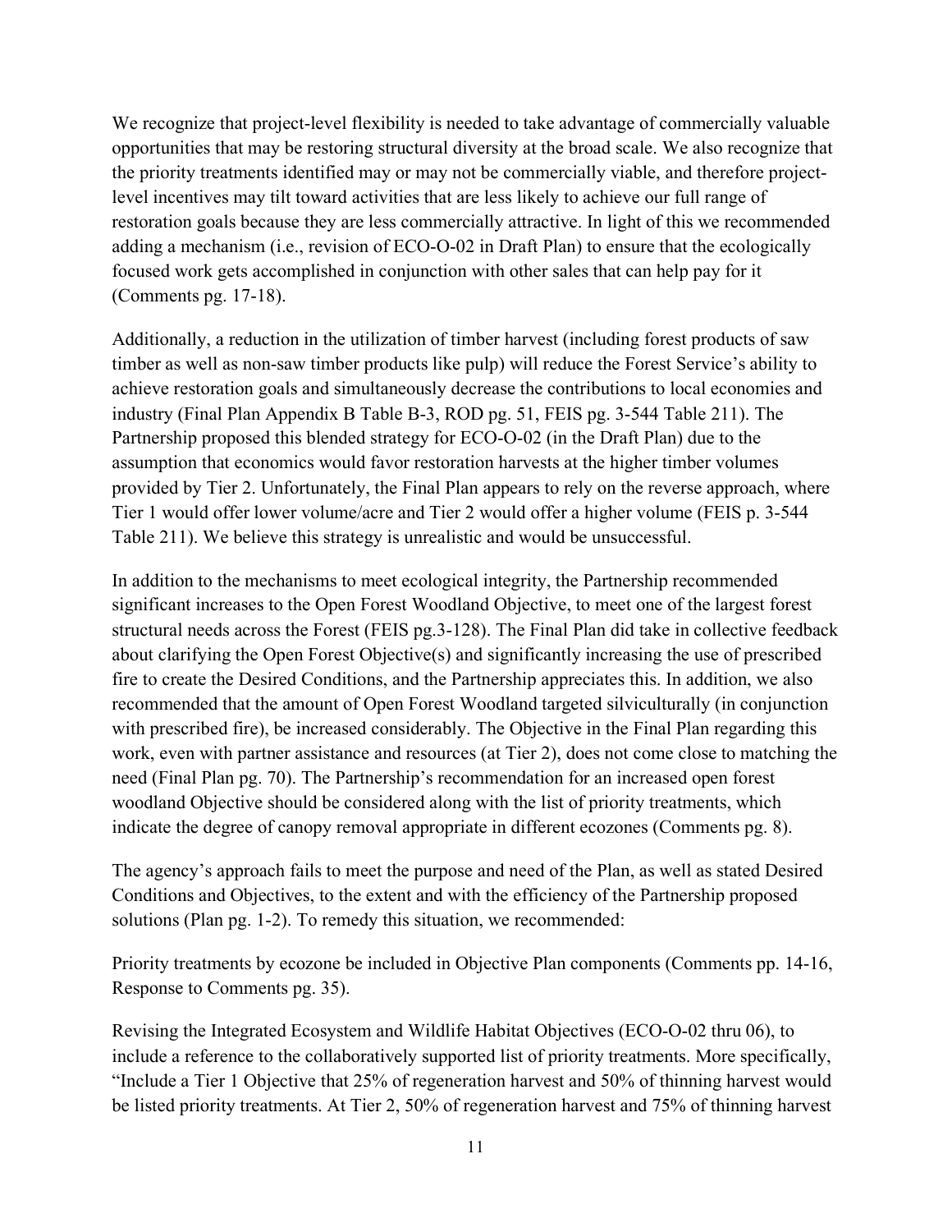We recognize that project-level flexibility is needed to take advantage of commercially valuable opportunities that may be restoring structural diversity at the broad scale. We also recognize that the priority treatments identified may or may not be commercially viable, and therefore project-level incentives may tilt toward activities that are less likely to achieve our full range of restoration goals because they are less commercially attractive. In light of this we recommended adding a mechanism (i.e., revision of ECO-O-02 in Draft Plan) to ensure that the ecologically focused work gets accomplished in conjunction with other sales that can help pay for it (Comments pg. 17-18).

Additionally, a reduction in the utilization of timber harvest (including forest products of saw timber as well as non-saw timber products like pulp) will reduce the Forest Service's ability to achieve restoration goals and simultaneously decrease the contributions to local economies and industry (Final Plan Appendix B Table B-3, ROD pg. 51, FEIS pg. 3-544 Table 211). The Partnership proposed this blended strategy for ECO-O-02 (in the Draft Plan) due to the assumption that economics would favor restoration harvests at the higher timber volumes provided by Tier 2. Unfortunately, the Final Plan appears to rely on the reverse approach, where Tier 1 would offer lower volume/acre and Tier 2 would offer a higher volume (FEIS p. 3-544 Table 211). We believe this strategy is unrealistic and would be unsuccessful.

In addition to the mechanisms to meet ecological integrity, the Partnership recommended significant increases to the Open Forest Woodland Objective, to meet one of the largest forest structural needs across the Forest (FEIS pg.3-128). The Final Plan did take in collective feedback about clarifying the Open Forest Objective(s) and significantly increasing the use of prescribed fire to create the Desired Conditions, and the Partnership appreciates this. In addition, we also recommended that the amount of Open Forest Woodland targeted silviculturally (in conjunction with prescribed fire), be increased considerably. The Objective in the Final Plan regarding this work, even with partner assistance and resources (at Tier 2), does not come close to matching the need (Final Plan pg. 70). The Partnership's recommendation for an increased open forest woodland Objective should be considered along with the list of priority treatments, which indicate the degree of canopy removal appropriate in different ecozones (Comments pg. 8).

The agency's approach fails to meet the purpose and need of the Plan, as well as stated Desired Conditions and Objectives, to the extent and with the efficiency of the Partnership proposed solutions (Plan pg. 1-2). To remedy this situation, we recommended:

Priority treatments by ecozone be included in Objective Plan components (Comments pp. 14-16, Response to Comments pg. 35).

Revising the Integrated Ecosystem and Wildlife Habitat Objectives (ECO-O-02 thru 06), to include a reference to the collaboratively supported list of priority treatments. More specifically, "Include a Tier 1 Objective that 25% of regeneration harvest and 50% of thinning harvest would be listed priority treatments. At Tier 2, 50% of regeneration harvest and 75% of thinning harvest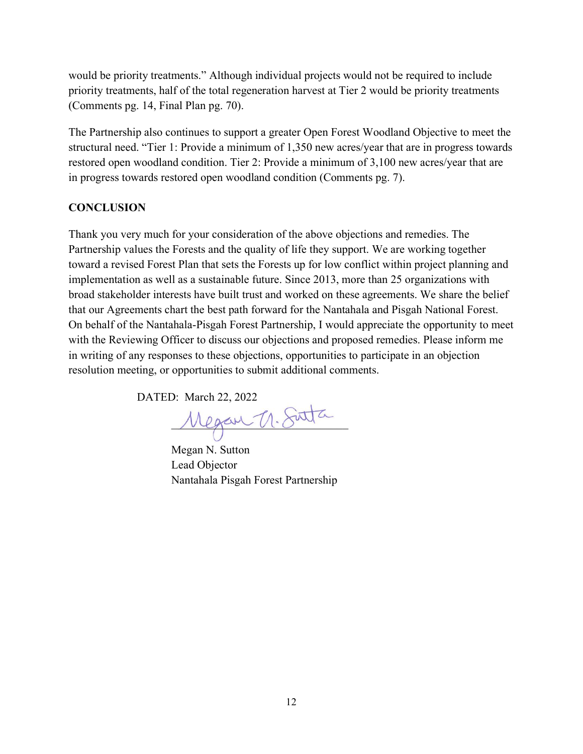would be priority treatments." Although individual projects would not be required to include priority treatments, half of the total regeneration harvest at Tier 2 would be priority treatments (Comments pg. 14, Final Plan pg. 70).

The Partnership also continues to support a greater Open Forest Woodland Objective to meet the structural need. "Tier 1: Provide a minimum of 1,350 new acres/year that are in progress towards restored open woodland condition. Tier 2: Provide a minimum of 3,100 new acres/year that are in progress towards restored open woodland condition (Comments pg. 7).

**CONCLUSION**

Thank you very much for your consideration of the above objections and remedies. The Partnership values the Forests and the quality of life they support. We are working together toward a revised Forest Plan that sets the Forests up for low conflict within project planning and implementation as well as a sustainable future. Since 2013, more than 25 organizations with broad stakeholder interests have built trust and worked on these agreements. We share the belief that our Agreements chart the best path forward for the Nantahala and Pisgah National Forest. On behalf of the Nantahala-Pisgah Forest Partnership, I would appreciate the opportunity to meet with the Reviewing Officer to discuss our objections and proposed remedies. Please inform me in writing of any responses to these objections, opportunities to participate in an objection resolution meeting, or opportunities to submit additional comments.

DATED: March 22, 2022

Megan N. Sutton
Lead Objector
Nantahala Pisgah Forest Partnership